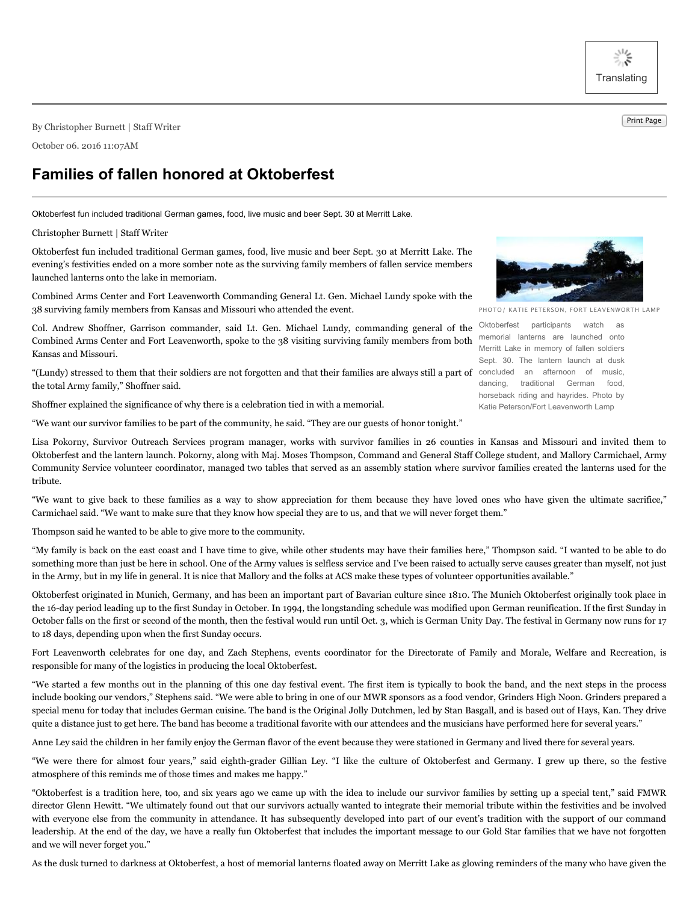By Christopher Burnett | Staff Writer

October 06. 2016 11:07AM

# Families of fallen honored at Oktoberfest

Oktoberfest fun included traditional German games, food, live music and beer Sept. 30 at Merritt Lake.

Christopher Burnett | Staff Writer

Oktoberfest fun included traditional German games, food, live music and beer Sept. 30 at Merritt Lake. The evening's festivities ended on a more somber note as the surviving family members of fallen service members launched lanterns onto the lake in memoriam.

PHOTO/ KATIE PETERSON, FORT LEAVENWORTH LAMP

Oktoberfest participants watch as memorial lanterns are launched onto Merritt Lake in memory of fallen soldiers Sept. 30. The lantern launch at dusk concluded an afternoon of music, dancing, traditional German food, horseback riding and hayrides. Photo by Katie Peterson/Fort Leavenworth Lamp

Combined Arms Center and Fort Leavenworth Commanding General Lt. Gen. Michael Lundy spoke with the 38 surviving family members from Kansas and Missouri who attended the event.

Col. Andrew Shoffner, Garrison commander, said Lt. Gen. Michael Lundy, commanding general of the Combined Arms Center and Fort Leavenworth, spoke to the 38 visiting surviving family members from both Kansas and Missouri.

"(Lundy) stressed to them that their soldiers are not forgotten and that their families are always still a part of the total Army family," Shoffner said.

Shoffner explained the significance of why there is a celebration tied in with a memorial.

"We want our survivor families to be part of the community, he said. "They are our guests of honor tonight."

Lisa Pokorny, Survivor Outreach Services program manager, works with survivor families in 26 counties in Kansas and Missouri and invited them to Oktoberfest and the lantern launch. Pokorny, along with Maj. Moses Thompson, Command and General Staff College student, and Mallory Carmichael, Army Community Service volunteer coordinator, managed two tables that served as an assembly station where survivor families created the lanterns used for the tribute.

"We want to give back to these families as a way to show appreciation for them because they have loved ones who have given the ultimate sacrifice," Carmichael said. "We want to make sure that they know how special they are to us, and that we will never forget them."

Thompson said he wanted to be able to give more to the community.

"My family is back on the east coast and I have time to give, while other students may have their families here," Thompson said. "I wanted to be able to do something more than just be here in school. One of the Army values is selfless service and I've been raised to actually serve causes greater than myself, not just in the Army, but in my life in general. It is nice that Mallory and the folks at ACS make these types of volunteer opportunities available."

Oktoberfest originated in Munich, Germany, and has been an important part of Bavarian culture since 1810. The Munich Oktoberfest originally took place in the 16-day period leading up to the first Sunday in October. In 1994, the longstanding schedule was modified upon German reunification. If the first Sunday in October falls on the first or second of the month, then the festival would run until Oct. 3, which is German Unity Day. The festival in Germany now runs for 17 to 18 days, depending upon when the first Sunday occurs.

Fort Leavenworth celebrates for one day, and Zach Stephens, events coordinator for the Directorate of Family and Morale, Welfare and Recreation, is responsible for many of the logistics in producing the local Oktoberfest.

"We started a few months out in the planning of this one day festival event. The first item is typically to book the band, and the next steps in the process include booking our vendors," Stephens said. "We were able to bring in one of our MWR sponsors as a food vendor, Grinders High Noon. Grinders prepared a special menu for today that includes German cuisine. The band is the Original Jolly Dutchmen, led by Stan Basgall, and is based out of Hays, Kan. They drive quite a distance just to get here. The band has become a traditional favorite with our attendees and the musicians have performed here for several years."

Anne Ley said the children in her family enjoy the German flavor of the event because they were stationed in Germany and lived there for several years.

"We were there for almost four years," said eighth-grader Gillian Ley. "I like the culture of Oktoberfest and Germany. I grew up there, so the festive atmosphere of this reminds me of those times and makes me happy."

"Oktoberfest is a tradition here, too, and six years ago we came up with the idea to include our survivor families by setting up a special tent," said FMWR director Glenn Hewitt. "We ultimately found out that our survivors actually wanted to integrate their memorial tribute within the festivities and be involved with everyone else from the community in attendance. It has subsequently developed into part of our event's tradition with the support of our command leadership. At the end of the day, we have a really fun Oktoberfest that includes the important message to our Gold Star families that we have not forgotten and we will never forget you."

As the dusk turned to darkness at Oktoberfest, a host of memorial lanterns floated away on Merritt Lake as glowing reminders of the many who have given the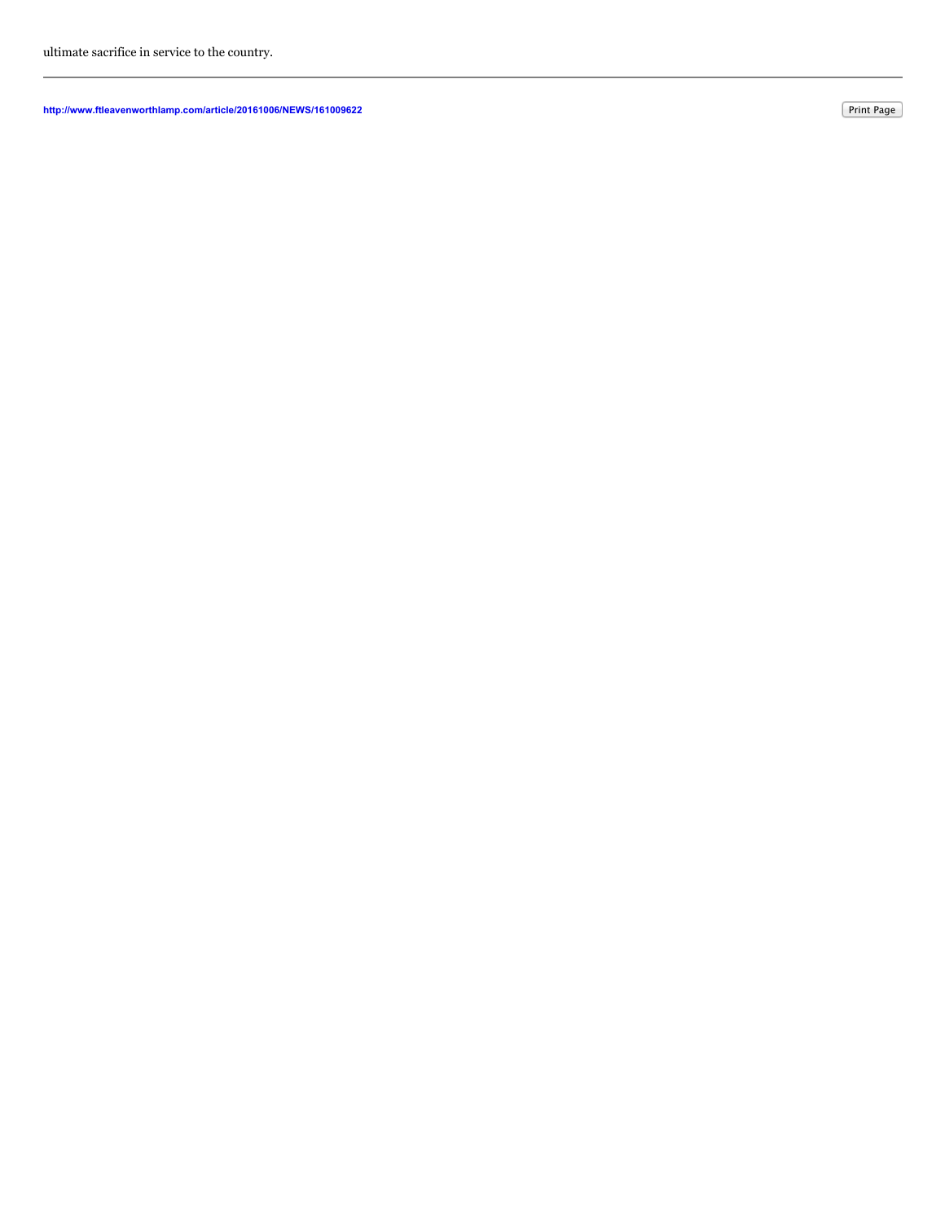ultimate sacrifice in service to the country.

---

http://www.ftleavenworthlamp.com/article/20161006/NEWS/161009622